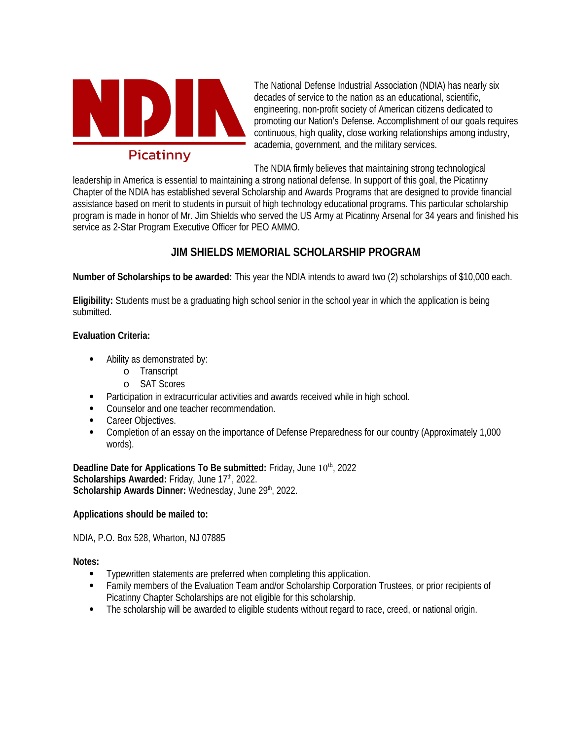NDIA

Picatinny

The National Defense Industrial Association (NDIA) has nearly six decades of service to the nation as an educational, scientific, engineering, non-profit society of American citizens dedicated to promoting our Nation's Defense. Accomplishment of our goals requires continuous, high quality, close working relationships among industry, academia, government, and the military services.

The NDIA firmly believes that maintaining strong technological leadership in America is essential to maintaining a strong national defense. In support of this goal, the Picatinny Chapter of the NDIA has established several Scholarship and Awards Programs that are designed to provide financial assistance based on merit to students in pursuit of high technology educational programs. This particular scholarship program is made in honor of Mr. Jim Shields who served the US Army at Picatinny Arsenal for 34 years and finished his service as 2-Star Program Executive Officer for PEO AMMO.

## JIM SHIELDS MEMORIAL SCHOLARSHIP PROGRAM

**Number of Scholarships to be awarded:** This year the NDIA intends to award two (2) scholarships of $10,000 each.

**Eligibility:** Students must be a graduating high school senior in the school year in which the application is being submitted.

**Evaluation Criteria:**

- Ability as demonstrated by:
  - Transcript
  - SAT Scores
- Participation in extracurricular activities and awards received while in high school.
- Counselor and one teacher recommendation.
- Career Objectives.
- Completion of an essay on the importance of Defense Preparedness for our country (Approximately 1,000 words).

**Deadline Date for Applications To Be submitted:** Friday, June 10th, 2022
**Scholarships Awarded:** Friday, June 17th, 2022.
**Scholarship Awards Dinner:** Wednesday, June 29th, 2022.

**Applications should be mailed to:**

NDIA, P.O. Box 528, Wharton, NJ 07885

**Notes:**

- Typewritten statements are preferred when completing this application.
- Family members of the Evaluation Team and/or Scholarship Corporation Trustees, or prior recipients of Picatinny Chapter Scholarships are not eligible for this scholarship.
- The scholarship will be awarded to eligible students without regard to race, creed, or national origin.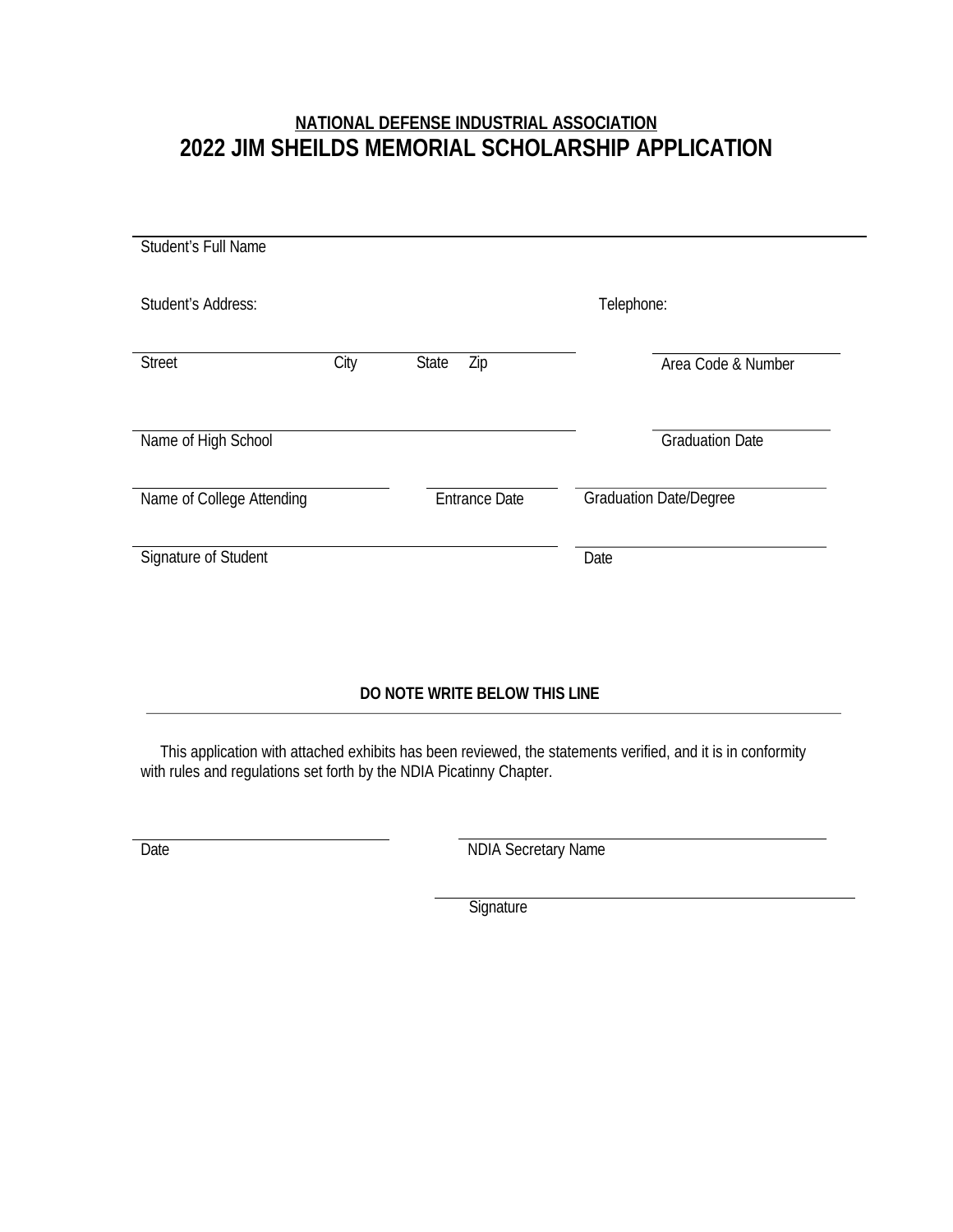**NATIONAL DEFENSE INDUSTRIAL ASSOCIATION**

# 2022 JIM SHEILDS MEMORIAL SCHOLARSHIP APPLICATION

______________________________________________
Student's Full Name

Student's Address: Telephone:

______________________________________________ ____________________
Street City State Zip Area Code & Number

______________________________________________ ____________________
Name of High School Graduation Date

____________________ ____________________ ____________________
Name of College Attending Entrance Date Graduation Date/Degree

______________________________________________ ____________________
Signature of Student Date

**DO NOTE WRITE BELOW THIS LINE**

---

This application with attached exhibits has been reviewed, the statements verified, and it is in conformity with rules and regulations set forth by the NDIA Picatinny Chapter.

____________________ ______________________________
Date NDIA Secretary Name

______________________________
Signature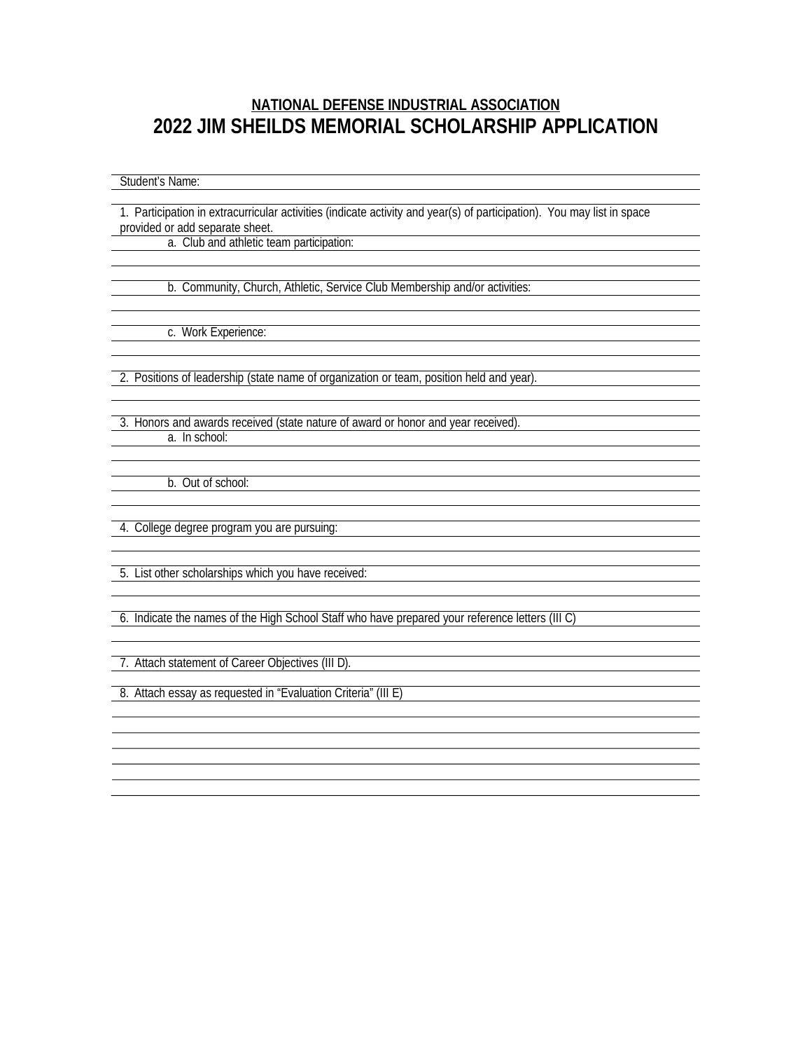**NATIONAL DEFENSE INDUSTRIAL ASSOCIATION**

# 2022 JIM SHEILDS MEMORIAL SCHOLARSHIP APPLICATION

Student's Name:

1. Participation in extracurricular activities (indicate activity and year(s) of participation). You may list in space provided or add separate sheet.

    a. Club and athletic team participation:

    b. Community, Church, Athletic, Service Club Membership and/or activities:

    c. Work Experience:

2. Positions of leadership (state name of organization or team, position held and year).

3. Honors and awards received (state nature of award or honor and year received).

    a. In school:

    b. Out of school:

4. College degree program you are pursuing:

5. List other scholarships which you have received:

6. Indicate the names of the High School Staff who have prepared your reference letters (III C)

7. Attach statement of Career Objectives (III D).

8. Attach essay as requested in "Evaluation Criteria" (III E)